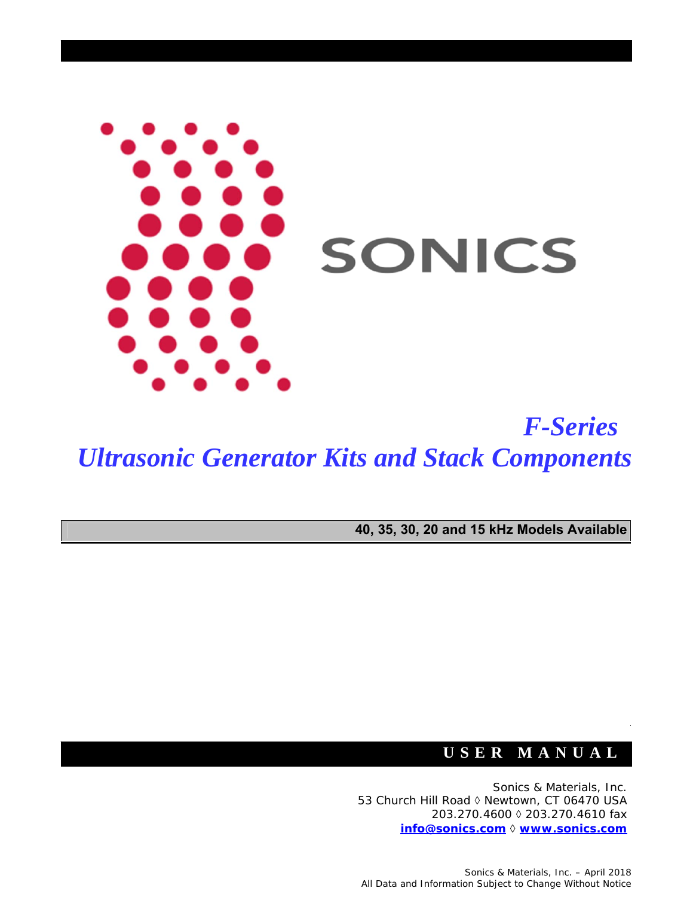SONICS

# *F-Series*
# *Ultrasonic Generator Kits and Stack Components*

**40, 35, 30, 20 and 15 kHz Models Available**

## USER MANUAL

Sonics & Materials, Inc.
53 Church Hill Road ◊ Newtown, CT 06470 USA
203.270.4600 ◊ 203.270.4610 fax
**info@sonics.com** ◊ **www.sonics.com**

Sonics & Materials, Inc. – April 2018
All Data and Information Subject to Change Without Notice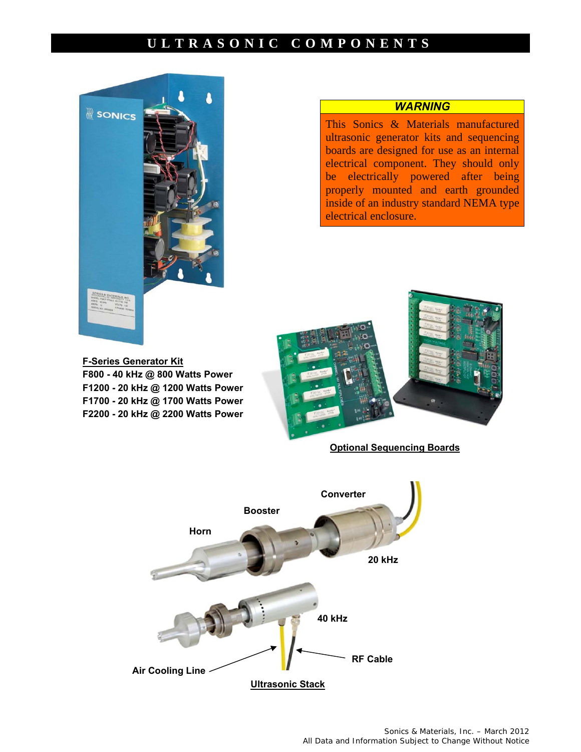# ULTRASONIC COMPONENTS

***WARNING***

This Sonics & Materials manufactured ultrasonic generator kits and sequencing boards are designed for use as an internal electrical component. They should only be electrically powered after being properly mounted and earth grounded inside of an industry standard NEMA type electrical enclosure.

**F-Series Generator Kit**

**F800 - 40 kHz @ 800 Watts Power**
**F1200 - 20 kHz @ 1200 Watts Power**
**F1700 - 20 kHz @ 1700 Watts Power**
**F2200 - 20 kHz @ 2200 Watts Power**

**Optional Sequencing Boards**

**Converter**

**Booster**

**Horn**

**20 kHz**

**40 kHz**

**RF Cable**

**Air Cooling Line**

**Ultrasonic Stack**

Sonics & Materials, Inc. – March 2012
All Data and Information Subject to Change Without Notice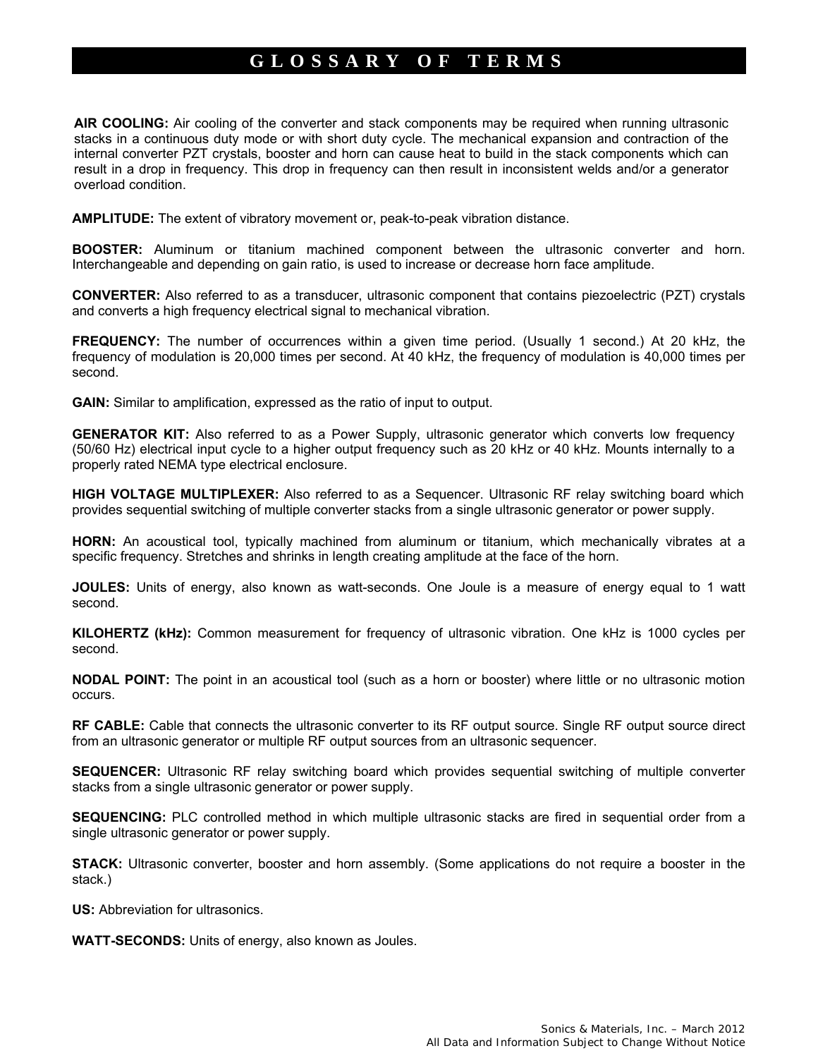# GLOSSARY OF TERMS

**AIR COOLING:** Air cooling of the converter and stack components may be required when running ultrasonic stacks in a continuous duty mode or with short duty cycle. The mechanical expansion and contraction of the internal converter PZT crystals, booster and horn can cause heat to build in the stack components which can result in a drop in frequency. This drop in frequency can then result in inconsistent welds and/or a generator overload condition.

**AMPLITUDE:** The extent of vibratory movement or, peak-to-peak vibration distance.

**BOOSTER:** Aluminum or titanium machined component between the ultrasonic converter and horn. Interchangeable and depending on gain ratio, is used to increase or decrease horn face amplitude.

**CONVERTER:** Also referred to as a transducer, ultrasonic component that contains piezoelectric (PZT) crystals and converts a high frequency electrical signal to mechanical vibration.

**FREQUENCY:** The number of occurrences within a given time period. (Usually 1 second.) At 20 kHz, the frequency of modulation is 20,000 times per second. At 40 kHz, the frequency of modulation is 40,000 times per second.

**GAIN:** Similar to amplification, expressed as the ratio of input to output.

**GENERATOR KIT:** Also referred to as a Power Supply, ultrasonic generator which converts low frequency (50/60 Hz) electrical input cycle to a higher output frequency such as 20 kHz or 40 kHz. Mounts internally to a properly rated NEMA type electrical enclosure.

**HIGH VOLTAGE MULTIPLEXER:** Also referred to as a Sequencer. Ultrasonic RF relay switching board which provides sequential switching of multiple converter stacks from a single ultrasonic generator or power supply.

**HORN:** An acoustical tool, typically machined from aluminum or titanium, which mechanically vibrates at a specific frequency. Stretches and shrinks in length creating amplitude at the face of the horn.

**JOULES:** Units of energy, also known as watt-seconds. One Joule is a measure of energy equal to 1 watt second.

**KILOHERTZ (kHz):** Common measurement for frequency of ultrasonic vibration. One kHz is 1000 cycles per second.

**NODAL POINT:** The point in an acoustical tool (such as a horn or booster) where little or no ultrasonic motion occurs.

**RF CABLE:** Cable that connects the ultrasonic converter to its RF output source. Single RF output source direct from an ultrasonic generator or multiple RF output sources from an ultrasonic sequencer.

**SEQUENCER:** Ultrasonic RF relay switching board which provides sequential switching of multiple converter stacks from a single ultrasonic generator or power supply.

**SEQUENCING:** PLC controlled method in which multiple ultrasonic stacks are fired in sequential order from a single ultrasonic generator or power supply.

**STACK:** Ultrasonic converter, booster and horn assembly. (Some applications do not require a booster in the stack.)

**US:** Abbreviation for ultrasonics.

**WATT-SECONDS:** Units of energy, also known as Joules.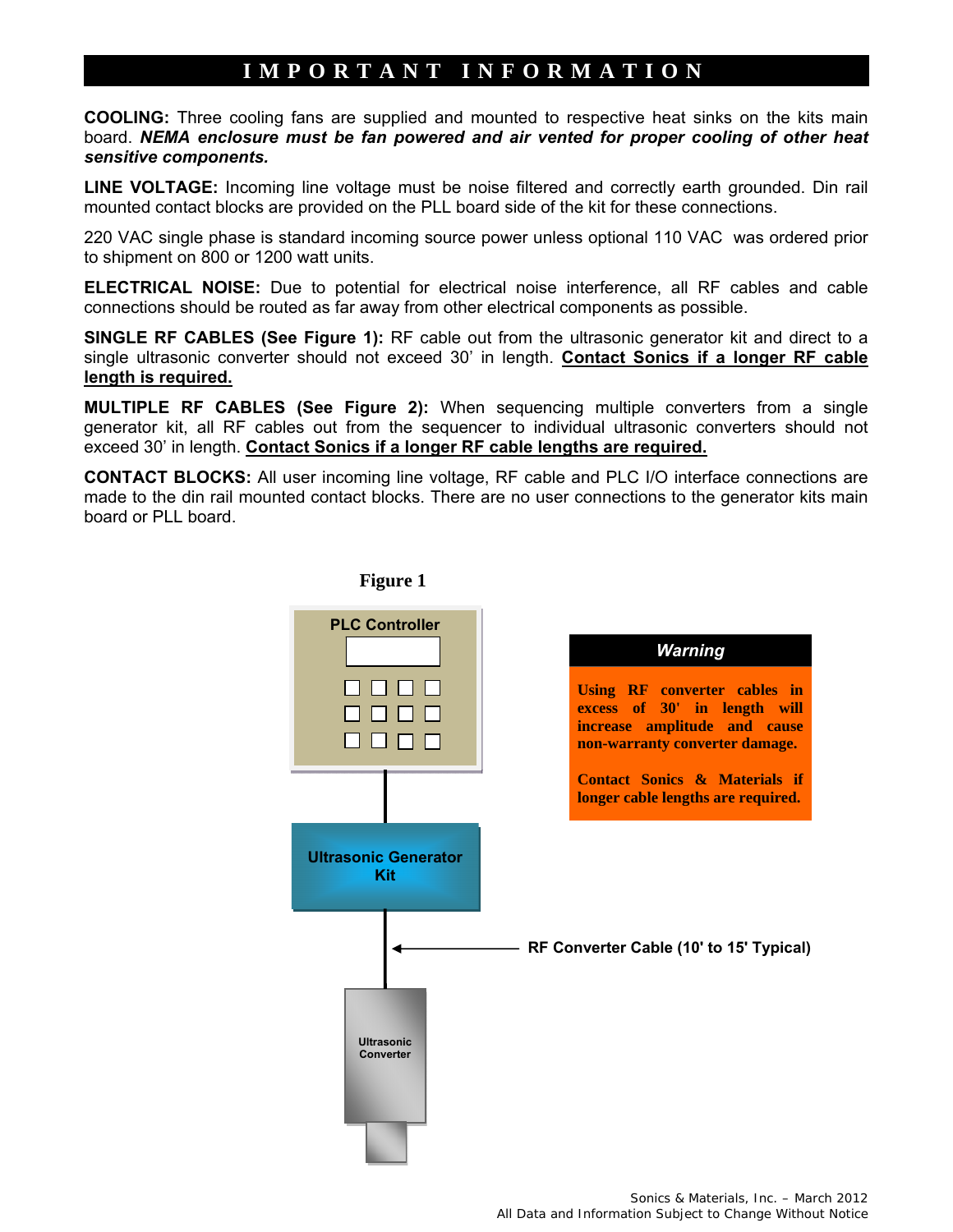# IMPORTANT INFORMATION

**COOLING:** Three cooling fans are supplied and mounted to respective heat sinks on the kits main board. ***NEMA enclosure must be fan powered and air vented for proper cooling of other heat sensitive components.***

**LINE VOLTAGE:** Incoming line voltage must be noise filtered and correctly earth grounded. Din rail mounted contact blocks are provided on the PLL board side of the kit for these connections.

220 VAC single phase is standard incoming source power unless optional 110 VAC was ordered prior to shipment on 800 or 1200 watt units.

**ELECTRICAL NOISE:** Due to potential for electrical noise interference, all RF cables and cable connections should be routed as far away from other electrical components as possible.

**SINGLE RF CABLES (See Figure 1):** RF cable out from the ultrasonic generator kit and direct to a single ultrasonic converter should not exceed 30' in length. **Contact Sonics if a longer RF cable length is required.**

**MULTIPLE RF CABLES (See Figure 2):** When sequencing multiple converters from a single generator kit, all RF cables out from the sequencer to individual ultrasonic converters should not exceed 30' in length. **Contact Sonics if a longer RF cable lengths are required.**

**CONTACT BLOCKS:** All user incoming line voltage, RF cable and PLC I/O interface connections are made to the din rail mounted contact blocks. There are no user connections to the generator kits main board or PLL board.

**Figure 1**

PLC Controller

Ultrasonic Generator Kit

RF Converter Cable (10' to 15' Typical)

Ultrasonic Converter

***Warning***

**Using RF converter cables in excess of 30' in length will increase amplitude and cause non-warranty converter damage.**

**Contact Sonics & Materials if longer cable lengths are required.**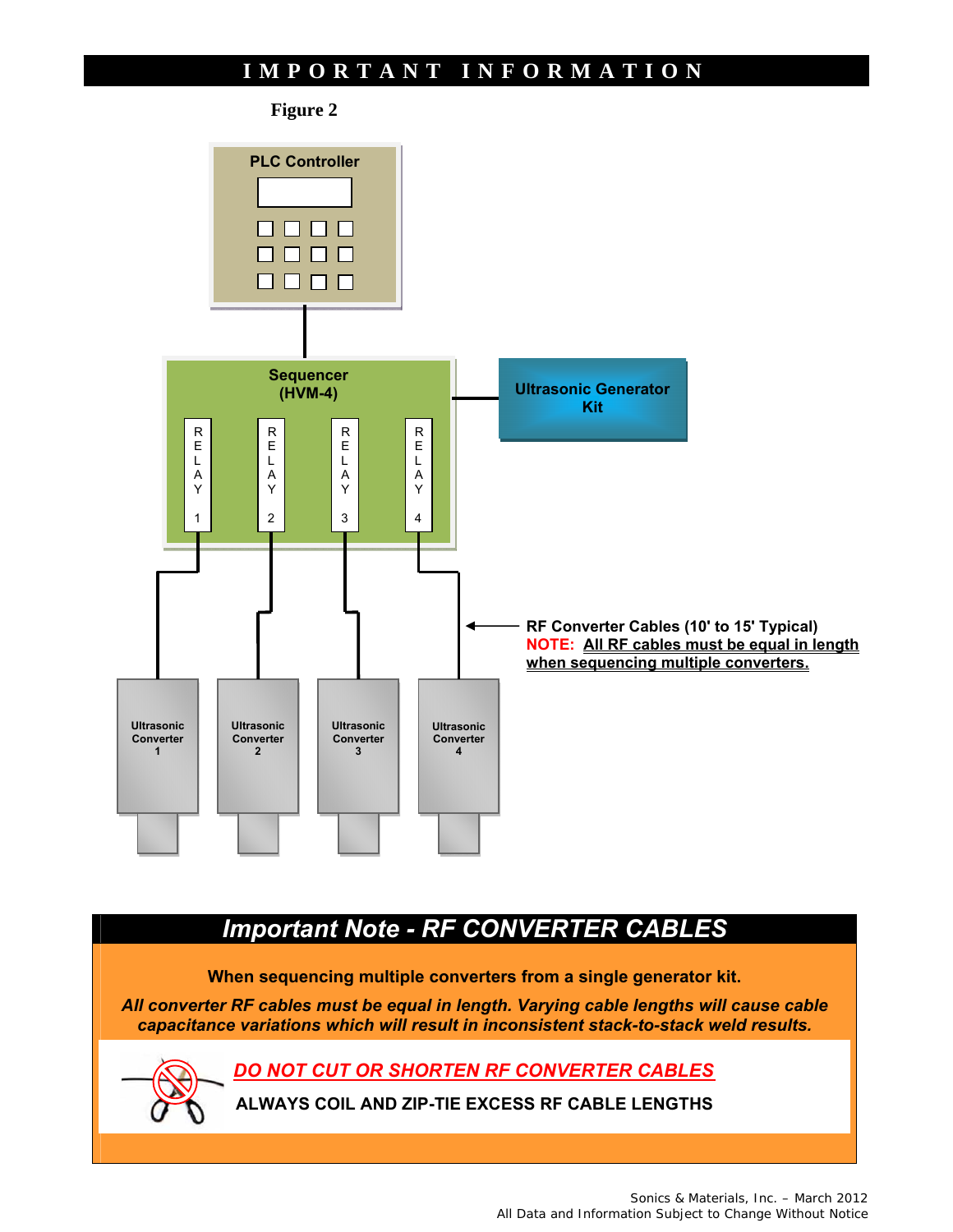# IMPORTANT INFORMATION

**Figure 2**

PLC Controller

Sequencer (HVM-4)

RELAY 1 | RELAY 2 | RELAY 3 | RELAY 4

Ultrasonic Generator Kit

Ultrasonic Converter 1 | Ultrasonic Converter 2 | Ultrasonic Converter 3 | Ultrasonic Converter 4

**RF Converter Cables (10' to 15' Typical)**
**NOTE: <u>All RF cables must be equal in length when sequencing multiple converters.</u>**

## *Important Note - RF CONVERTER CABLES*

**When sequencing multiple converters from a single generator kit.**

***All converter RF cables must be equal in length. Varying cable lengths will cause cable capacitance variations which will result in inconsistent stack-to-stack weld results.***

***<u>DO NOT CUT OR SHORTEN RF CONVERTER CABLES</u>***

**ALWAYS COIL AND ZIP-TIE EXCESS RF CABLE LENGTHS**

Sonics & Materials, Inc. – March 2012
All Data and Information Subject to Change Without Notice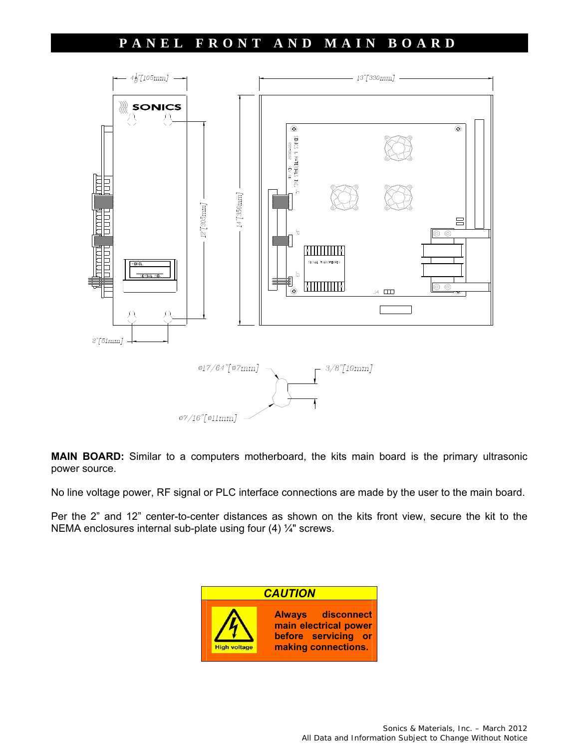# PANEL FRONT AND MAIN BOARD

**MAIN BOARD:** Similar to a computers motherboard, the kits main board is the primary ultrasonic power source.

No line voltage power, RF signal or PLC interface connections are made by the user to the main board.

Per the 2" and 12" center-to-center distances as shown on the kits front view, secure the kit to the NEMA enclosures internal sub-plate using four (4) ¼" screws.

**CAUTION**

**Always disconnect main electrical power before servicing or making connections.**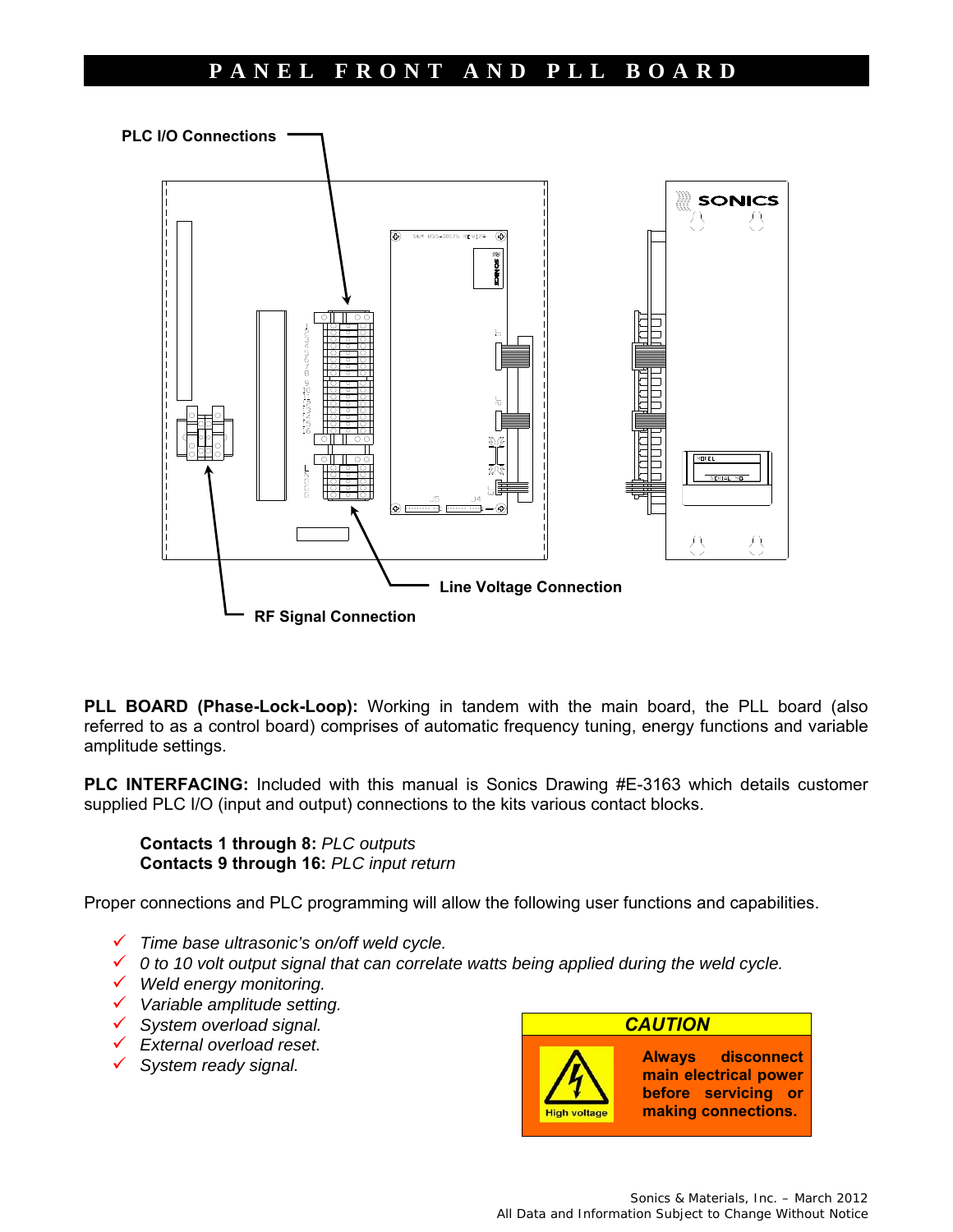# PANEL FRONT AND PLL BOARD

PLC I/O Connections

Line Voltage Connection

RF Signal Connection

**PLL BOARD (Phase-Lock-Loop):** Working in tandem with the main board, the PLL board (also referred to as a control board) comprises of automatic frequency tuning, energy functions and variable amplitude settings.

**PLC INTERFACING:** Included with this manual is Sonics Drawing #E-3163 which details customer supplied PLC I/O (input and output) connections to the kits various contact blocks.

> **Contacts 1 through 8:** *PLC outputs*
> **Contacts 9 through 16:** *PLC input return*

Proper connections and PLC programming will allow the following user functions and capabilities.

- ✓ *Time base ultrasonic's on/off weld cycle.*
- ✓ *0 to 10 volt output signal that can correlate watts being applied during the weld cycle.*
- ✓ *Weld energy monitoring.*
- ✓ *Variable amplitude setting.*
- ✓ *System overload signal.*
- ✓ *External overload reset.*
- ✓ *System ready signal.*

**CAUTION**

High voltage

**Always disconnect main electrical power before servicing or making connections.**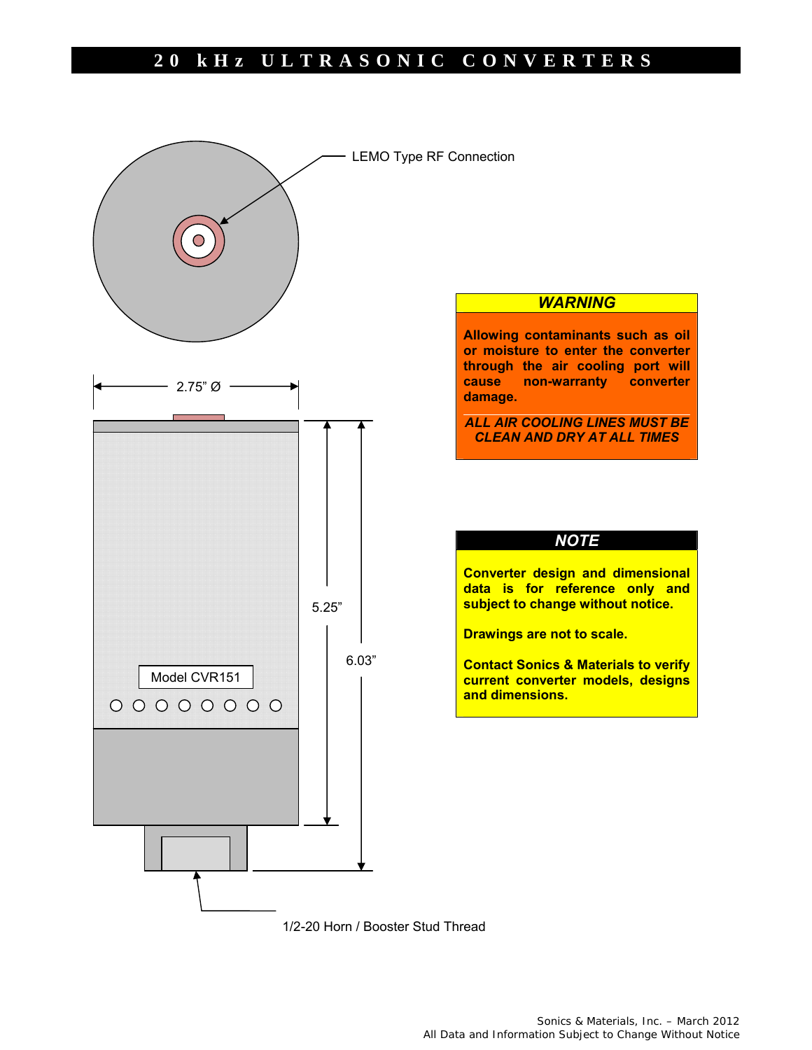# 20 kHz ULTRASONIC CONVERTERS

LEMO Type RF Connection

2.75" Ø

5.25"

6.03"

Model CVR151

1/2-20 Horn / Booster Stud Thread

**WARNING**

**Allowing contaminants such as oil or moisture to enter the converter through the air cooling port will cause non-warranty converter damage.**

***ALL AIR COOLING LINES MUST BE CLEAN AND DRY AT ALL TIMES***

**NOTE**

**Converter design and dimensional data is for reference only and subject to change without notice.**

**Drawings are not to scale.**

**Contact Sonics & Materials to verify current converter models, designs and dimensions.**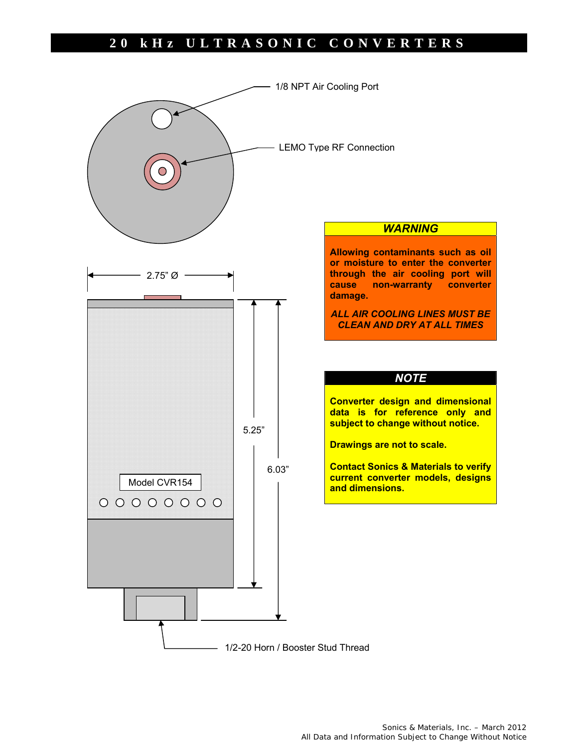# 20 kHz ULTRASONIC CONVERTERS

1/8 NPT Air Cooling Port

LEMO Type RF Connection

2.75" Ø

5.25"

6.03"

Model CVR154

1/2-20 Horn / Booster Stud Thread

**WARNING**

**Allowing contaminants such as oil or moisture to enter the converter through the air cooling port will cause non-warranty converter damage.**

***ALL AIR COOLING LINES MUST BE CLEAN AND DRY AT ALL TIMES***

**NOTE**

**Converter design and dimensional data is for reference only and subject to change without notice.**

**Drawings are not to scale.**

**Contact Sonics & Materials to verify current converter models, designs and dimensions.**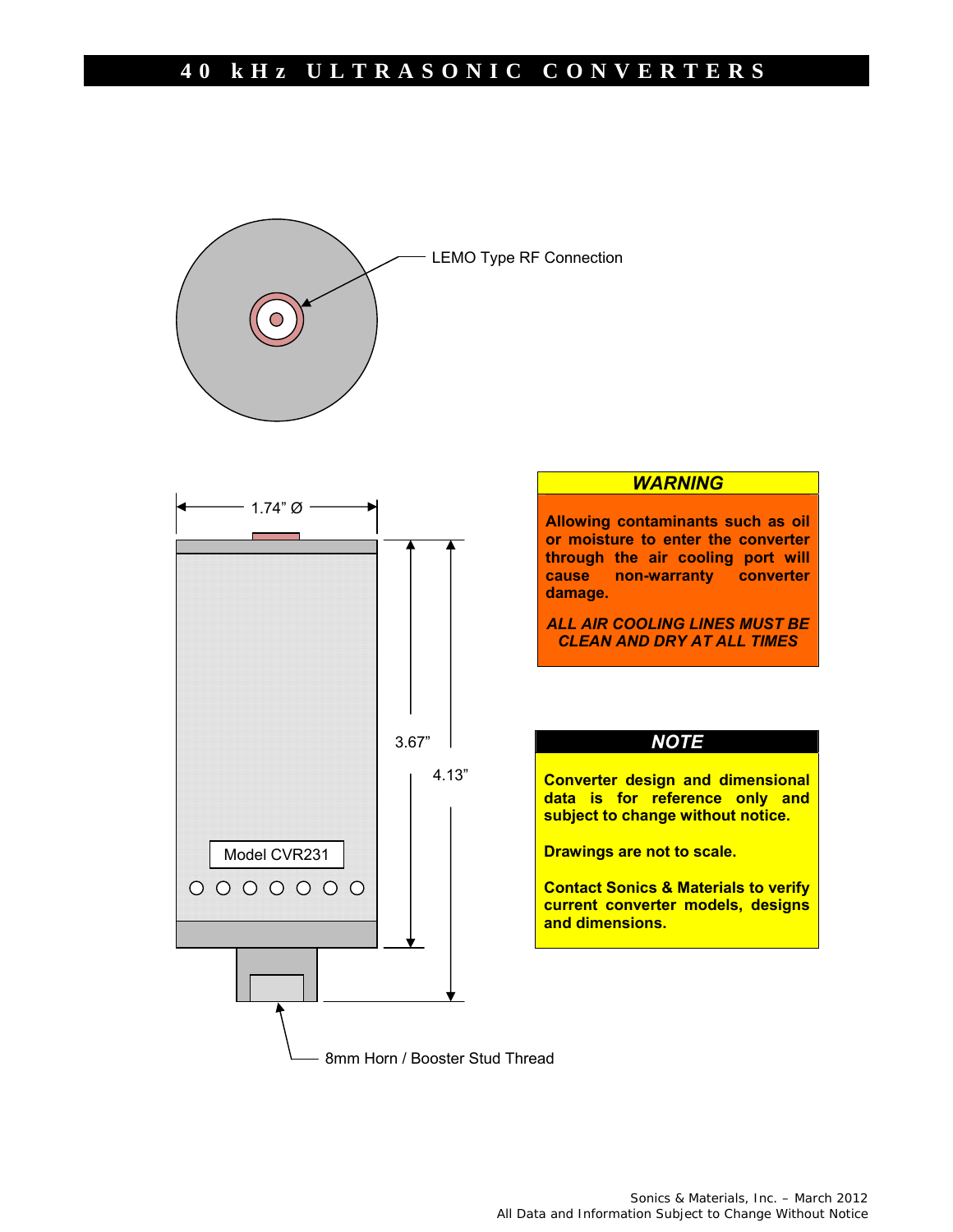# 40 kHz ULTRASONIC CONVERTERS

LEMO Type RF Connection

1.74" Ø

3.67"

4.13"

Model CVR231

8mm Horn / Booster Stud Thread

**WARNING**

**Allowing contaminants such as oil or moisture to enter the converter through the air cooling port will cause non-warranty converter damage.**

***ALL AIR COOLING LINES MUST BE CLEAN AND DRY AT ALL TIMES***

**NOTE**

**Converter design and dimensional data is for reference only and subject to change without notice.**

**Drawings are not to scale.**

**Contact Sonics & Materials to verify current converter models, designs and dimensions.**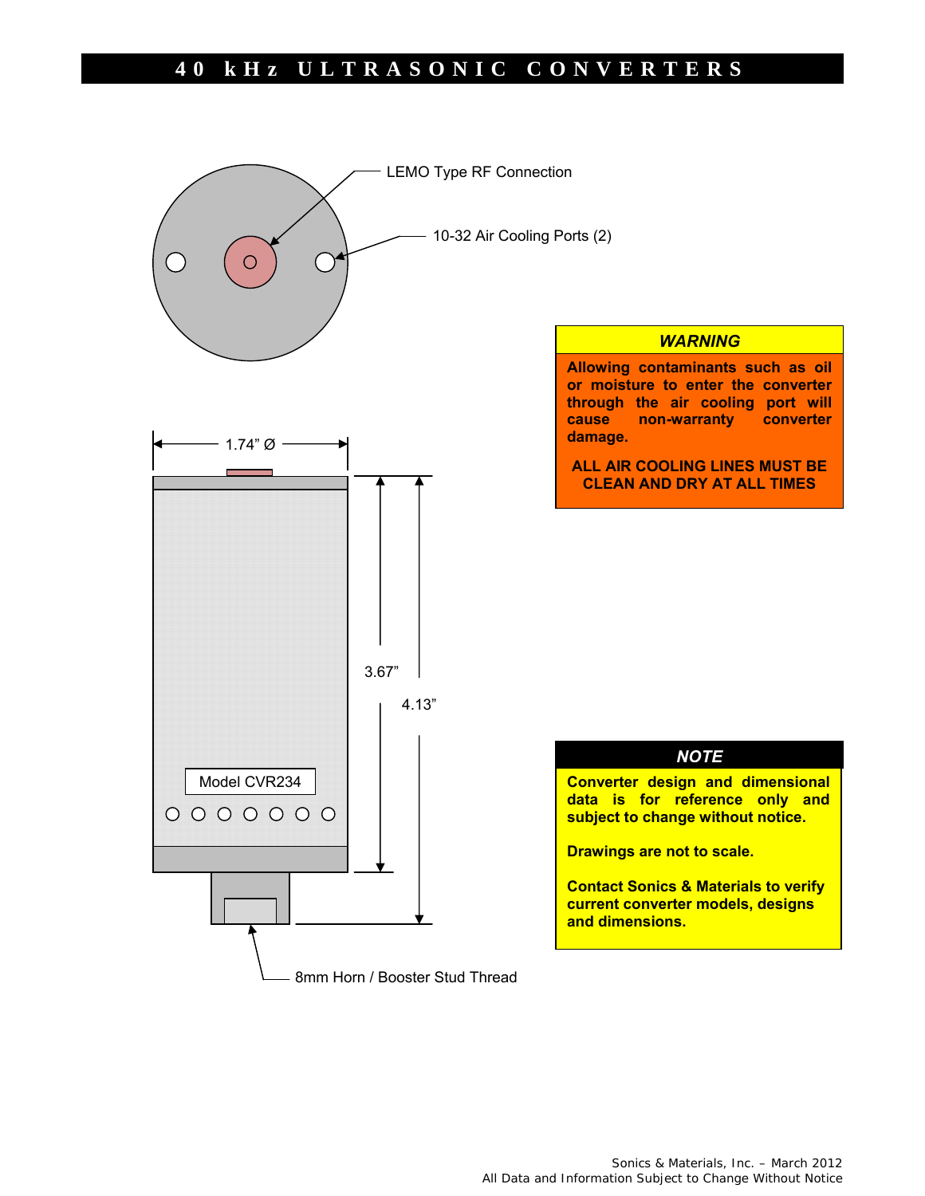# 40 kHz ULTRASONIC CONVERTERS

LEMO Type RF Connection

10-32 Air Cooling Ports (2)

1.74" Ø

3.67"

4.13"

Model CVR234

8mm Horn / Booster Stud Thread

**WARNING**

**Allowing contaminants such as oil or moisture to enter the converter through the air cooling port will cause non-warranty converter damage.**

**ALL AIR COOLING LINES MUST BE CLEAN AND DRY AT ALL TIMES**

**NOTE**

**Converter design and dimensional data is for reference only and subject to change without notice.**

**Drawings are not to scale.**

**Contact Sonics & Materials to verify current converter models, designs and dimensions.**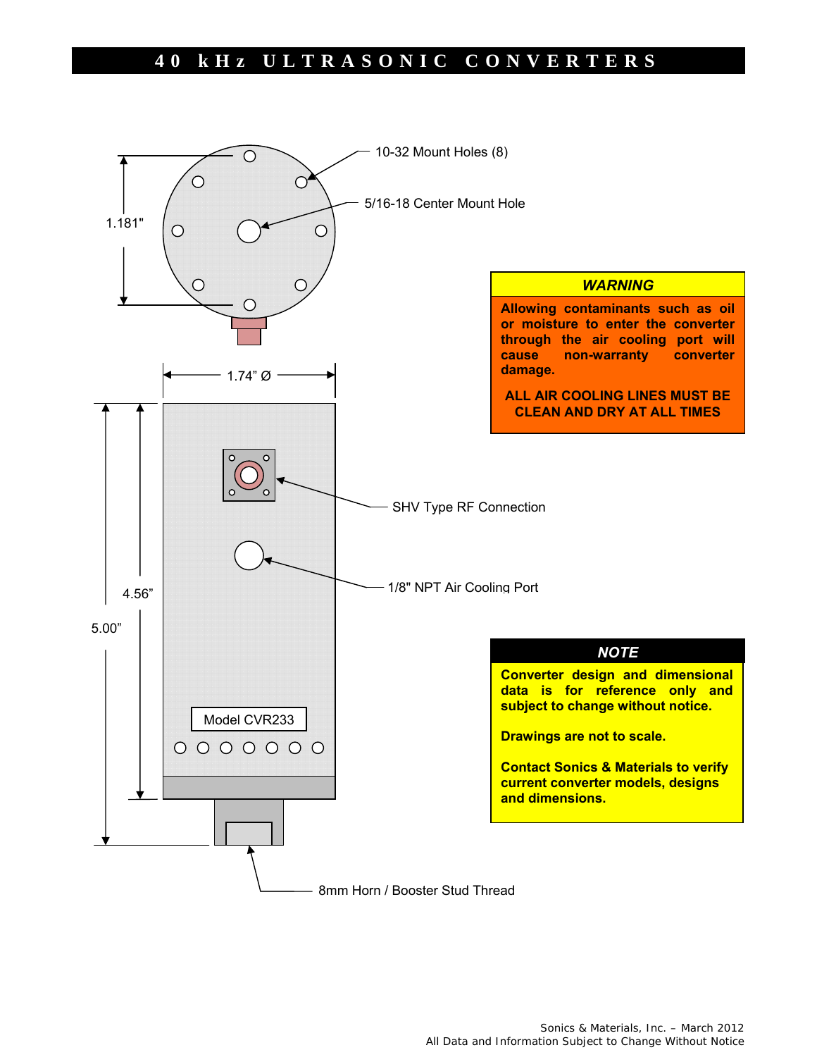# 40 kHz ULTRASONIC CONVERTERS

10-32 Mount Holes (8)

5/16-18 Center Mount Hole

1.181"

1.74" Ø

SHV Type RF Connection

1/8" NPT Air Cooling Port

4.56"

5.00"

Model CVR233

8mm Horn / Booster Stud Thread

**WARNING**

**Allowing contaminants such as oil or moisture to enter the converter through the air cooling port will cause non-warranty converter damage.**

**ALL AIR COOLING LINES MUST BE CLEAN AND DRY AT ALL TIMES**

**NOTE**

**Converter design and dimensional data is for reference only and subject to change without notice.**

**Drawings are not to scale.**

**Contact Sonics & Materials to verify current converter models, designs and dimensions.**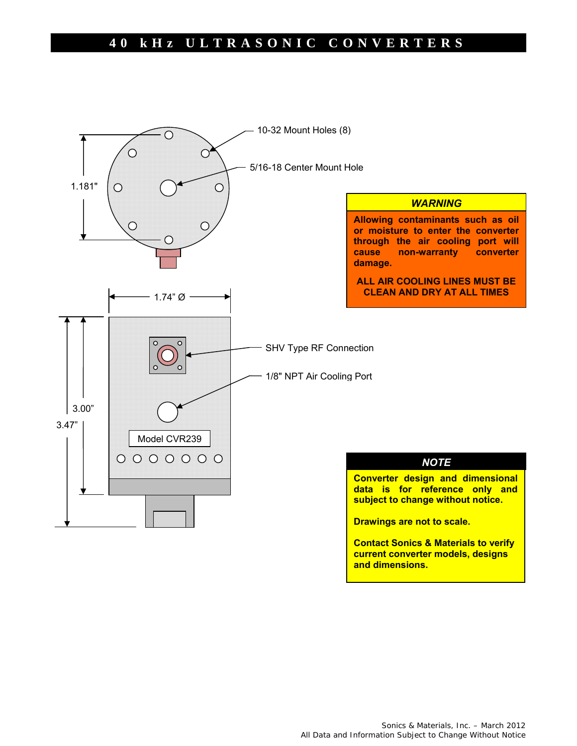# 40 kHz ULTRASONIC CONVERTERS

10-32 Mount Holes (8)

5/16-18 Center Mount Hole

1.181"

1.74" Ø

SHV Type RF Connection

1/8" NPT Air Cooling Port

3.00"

3.47"

Model CVR239

**_WARNING_**

**Allowing contaminants such as oil or moisture to enter the converter through the air cooling port will cause non-warranty converter damage.**

**ALL AIR COOLING LINES MUST BE CLEAN AND DRY AT ALL TIMES**

**_NOTE_**

**Converter design and dimensional data is for reference only and subject to change without notice.**

**Drawings are not to scale.**

**Contact Sonics & Materials to verify current converter models, designs and dimensions.**

Sonics & Materials, Inc. – March 2012
All Data and Information Subject to Change Without Notice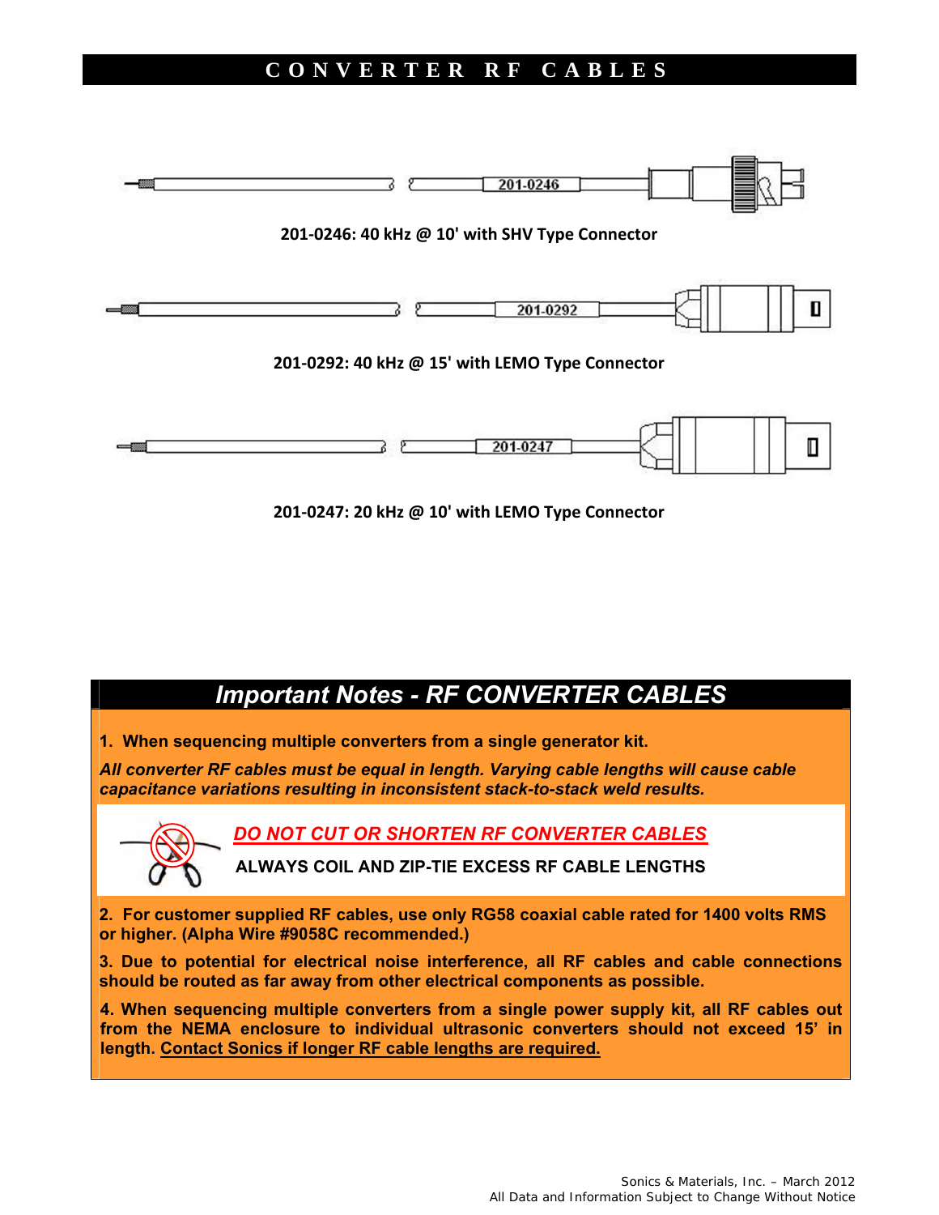# CONVERTER RF CABLES

201-0246

**201-0246: 40 kHz @ 10' with SHV Type Connector**

201-0292

**201-0292: 40 kHz @ 15' with LEMO Type Connector**

201-0247

**201-0247: 20 kHz @ 10' with LEMO Type Connector**

## *Important Notes - RF CONVERTER CABLES*

**1. When sequencing multiple converters from a single generator kit.**

***All converter RF cables must be equal in length. Varying cable lengths will cause cable capacitance variations resulting in inconsistent stack-to-stack weld results.***

***DO NOT CUT OR SHORTEN RF CONVERTER CABLES***

**ALWAYS COIL AND ZIP-TIE EXCESS RF CABLE LENGTHS**

**2. For customer supplied RF cables, use only RG58 coaxial cable rated for 1400 volts RMS or higher. (Alpha Wire #9058C recommended.)**

**3. Due to potential for electrical noise interference, all RF cables and cable connections should be routed as far away from other electrical components as possible.**

**4. When sequencing multiple converters from a single power supply kit, all RF cables out from the NEMA enclosure to individual ultrasonic converters should not exceed 15' in length. Contact Sonics if longer RF cable lengths are required.**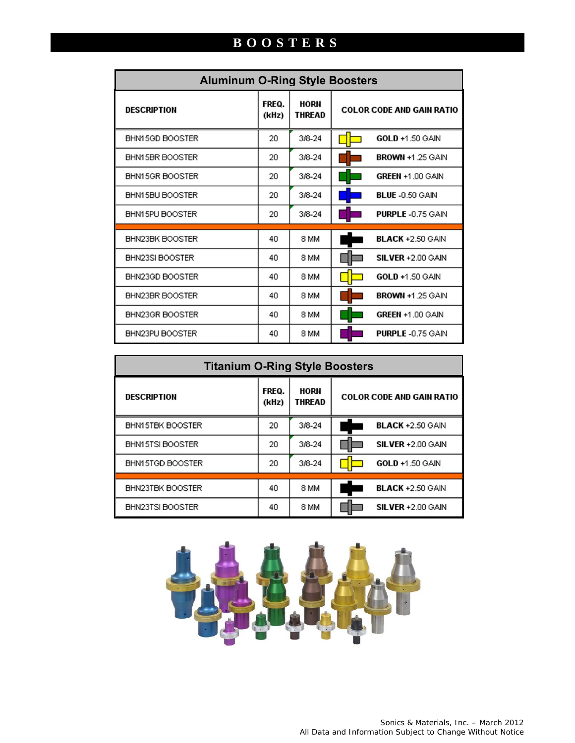# BOOSTERS

## Aluminum O-Ring Style Boosters

| DESCRIPTION | FREQ. (kHz) | HORN THREAD | COLOR CODE AND GAIN RATIO |
|---|---|---|---|
| BHN15GD BOOSTER | 20 | 3/8-24 | **GOLD** +1.50 GAIN |
| BHN15BR BOOSTER | 20 | 3/8-24 | **BROWN** +1.25 GAIN |
| BHN15GR BOOSTER | 20 | 3/8-24 | **GREEN** +1.00 GAIN |
| BHN15BU BOOSTER | 20 | 3/8-24 | **BLUE** -0.50 GAIN |
| BHN15PU BOOSTER | 20 | 3/8-24 | **PURPLE** -0.75 GAIN |
| BHN23BK BOOSTER | 40 | 8 MM | **BLACK** +2.50 GAIN |
| BHN23SI BOOSTER | 40 | 8 MM | **SILVER** +2.00 GAIN |
| BHN23GD BOOSTER | 40 | 8 MM | **GOLD** +1.50 GAIN |
| BHN23BR BOOSTER | 40 | 8 MM | **BROWN** +1.25 GAIN |
| BHN23GR BOOSTER | 40 | 8 MM | **GREEN** +1.00 GAIN |
| BHN23PU BOOSTER | 40 | 8 MM | **PURPLE** -0.75 GAIN |

## Titanium O-Ring Style Boosters

| DESCRIPTION | FREQ. (kHz) | HORN THREAD | COLOR CODE AND GAIN RATIO |
|---|---|---|---|
| BHN15TBK BOOSTER | 20 | 3/8-24 | **BLACK** +2.50 GAIN |
| BHN15TSI BOOSTER | 20 | 3/8-24 | **SILVER** +2.00 GAIN |
| BHN15TGD BOOSTER | 20 | 3/8-24 | **GOLD** +1.50 GAIN |
| BHN23TBK BOOSTER | 40 | 8 MM | **BLACK** +2.50 GAIN |
| BHN23TSI BOOSTER | 40 | 8 MM | **SILVER** +2.00 GAIN |

Sonics & Materials, Inc. – March 2012
All Data and Information Subject to Change Without Notice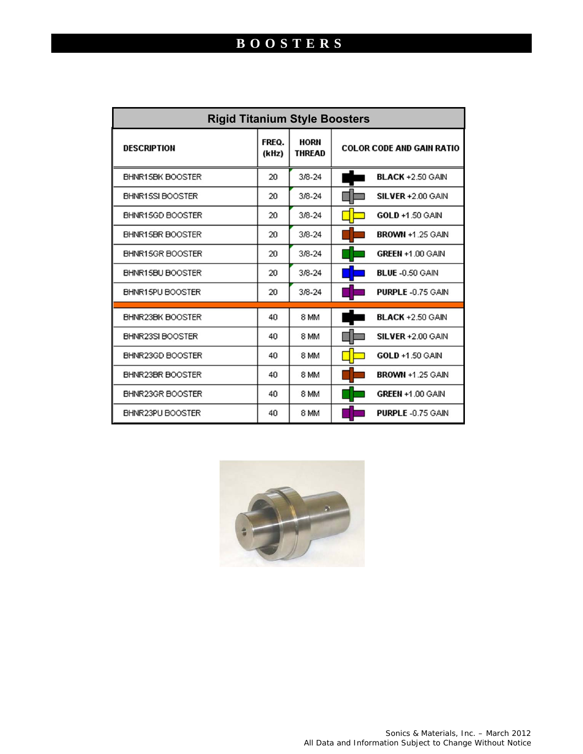# BOOSTERS

| Rigid Titanium Style Boosters | | | |
|---|---|---|---|
| **DESCRIPTION** | **FREQ. (kHz)** | **HORN THREAD** | **COLOR CODE AND GAIN RATIO** |
| BHNR15BK BOOSTER | 20 | 3/8-24 | **BLACK** +2.50 GAIN |
| BHNR15SI BOOSTER | 20 | 3/8-24 | **SILVER** +2.00 GAIN |
| BHNR15GD BOOSTER | 20 | 3/8-24 | **GOLD** +1.50 GAIN |
| BHNR15BR BOOSTER | 20 | 3/8-24 | **BROWN** +1.25 GAIN |
| BHNR15GR BOOSTER | 20 | 3/8-24 | **GREEN** +1.00 GAIN |
| BHNR15BU BOOSTER | 20 | 3/8-24 | **BLUE** -0.50 GAIN |
| BHNR15PU BOOSTER | 20 | 3/8-24 | **PURPLE** -0.75 GAIN |
| BHNR23BK BOOSTER | 40 | 8 MM | **BLACK** +2.50 GAIN |
| BHNR23SI BOOSTER | 40 | 8 MM | **SILVER** +2.00 GAIN |
| BHNR23GD BOOSTER | 40 | 8 MM | **GOLD** +1.50 GAIN |
| BHNR23BR BOOSTER | 40 | 8 MM | **BROWN** +1.25 GAIN |
| BHNR23GR BOOSTER | 40 | 8 MM | **GREEN** +1.00 GAIN |
| BHNR23PU BOOSTER | 40 | 8 MM | **PURPLE** -0.75 GAIN |

Sonics & Materials, Inc. – March 2012
All Data and Information Subject to Change Without Notice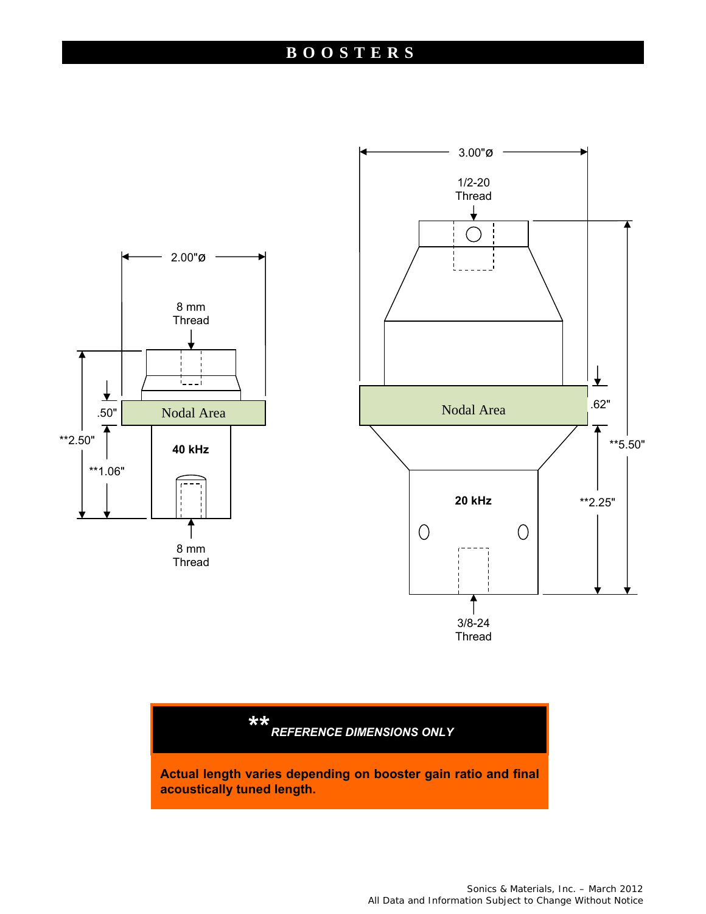# BOOSTERS

2.00"ø

8 mm Thread

Nodal Area

.50"

**2.50"

**1.06"

40 kHz

8 mm Thread

3.00"ø

1/2-20 Thread

Nodal Area

.62"

**5.50"

**2.25"

20 kHz

3/8-24 Thread

***\*\* REFERENCE DIMENSIONS ONLY***

**Actual length varies depending on booster gain ratio and final acoustically tuned length.**

Sonics & Materials, Inc. – March 2012
All Data and Information Subject to Change Without Notice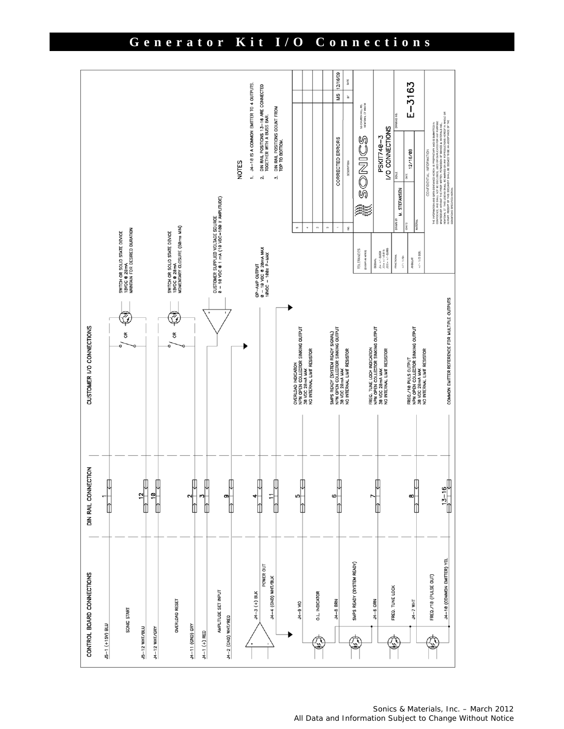# Generator Kit I/O Connections

CONTROL BOARD CONNECTIONS

DIN RAIL CONNECTION

CUSTOMER I/O CONNECTIONS

J5–1 (+15V) BLU

SONIC START

J5–12 WHT/BLU

J4–12 WHT/GRY

OVERLOAD RESET

J4–11 (GND) GRY

J4–1 (+) RED

AMPLITUDE SET INPUT

J4–2 (GND) WHT/RED

J4–3 (+) BLK

POWER OUT

J4–4 (GND) WHT/BLK

J4–9 VIO

O.L. INDICATOR

J4–8 BRN

SMPS READY (SYSTEM READY)

J4–6 ORN

FREQ. TUNE LOCK

J4–7 WHT

FREQ./10 (PULSE OUT)

J4–10 (COMMON EMITTER) YEL

1

12

10

2

3

9

4

11

5

6

7

8

13–16

OR

SWITCH OR SOLID STATE DEVICE
15VDC @ 20mA
MAINTAIN FOR DESIRED DURATION

OR

SWITCH OR SOLID STATE DEVICE
15VDC @ 20mA
MOMENTARY CLOSURE (50ms MIN)

CUSTOMER SUPPLIED VOLTAGE SOURCE
0 – 10 VDC @ 1 mA (10 VDC=100 % AMPLITUDE)

OP–AMP OUTPUT
0 – 10 VDC @ 20mA MAX
10VDC – 100% P–MAX

OVERLOAD INDICATION
NPN OPEN COLLECTOR SINKING OUTPUT
30 VDC 20mA MAX
NO INTERNAL LIMIT RESISTOR

SMPS READY (SYSTEM READY SIGNAL)
NPN OPEN COLLECTOR SINKING OUTPUT
30 VDC 20mA MAX
NO INTERNAL LIMIT RESISTOR

FREQ. TUNE LOCK INDICATION
NPN OPEN COLLECTOR SINKING OUTPUT
30 VDC 20mA MAX
NO INTERNAL LIMIT RESISTOR

FREQ./10 PULS OUTPUT
NPN OPEN COLLECTOR SINKING OUTPUT
30 VDC 20mA MAX
NO INTERNAL LIMIT RESISTOR

COMMON EMITTER REFERENCE FOR MULTIPLE OUTPUTS

NOTES

1. J4–10 IS A COMMON EMITTER TO 4 OUTPUTS.
2. DIN RAIL POSITIONS 13–16 ARE CONNECTED TOGETHER WITH A BUSS BAR.
3. DIN RAIL POSITIONS COUNT FROM TOP TO BOTTOM.

| NO. | DESCRIPTION | BY | DATE |
|---|---|---|---|
| 5 | | | |
| 4 | | | |
| 3 | | | |
| 2 | | | |
| 1 | CORRECTED ERRORS | MS | 12/16/09 |

TOLERANCES (EXCEPT AS NOTED)

DECIMAL .X= +/– 0.030 .XX= +/– 0.015 .XXX= +/– 0.005

FRACTIONAL +/– 1/64

ANGULAR +/– 1/2 DEG.

SONICS

53 CHURCH HILL RD. NEWTOWN, CT 06470

PSKIT740–3
I/O CONNECTIONS

DRAWN BY: M. STEFANSEN

CHK'D

MATERIAL

SCALE

DATE 12/16/09

DRAWING NO. E–3163

CONFIDENTIAL INFORMATION

THE INFORMATION AND DATA CONTAINED HEREIN IS PROPRIETARY AND IS SUBMITTED IN CONFIDENCE, AND SHALL NOT BE DISCLOSED, USED OR DUPLICATED FOR ANY PURPOSE WHATSOEVER WITHOUT THE PRIOR WRITTEN PERMISSION OF SONICS & MATERIALS INC. NEWTOWN, CT. THIS LEGEND SHALL BE MARKED ON ANY REPRODUCTIONS HEREOF IN WHOLE OR IN PART HEREOF OR THIS DOCUMENT SHALL BE DEEMED TO BE AN ACCEPTANCE OF THE CONDITIONS SPECIFIED HEREIN.

Sonics & Materials, Inc. – March 2012
All Data and Information Subject to Change Without Notice